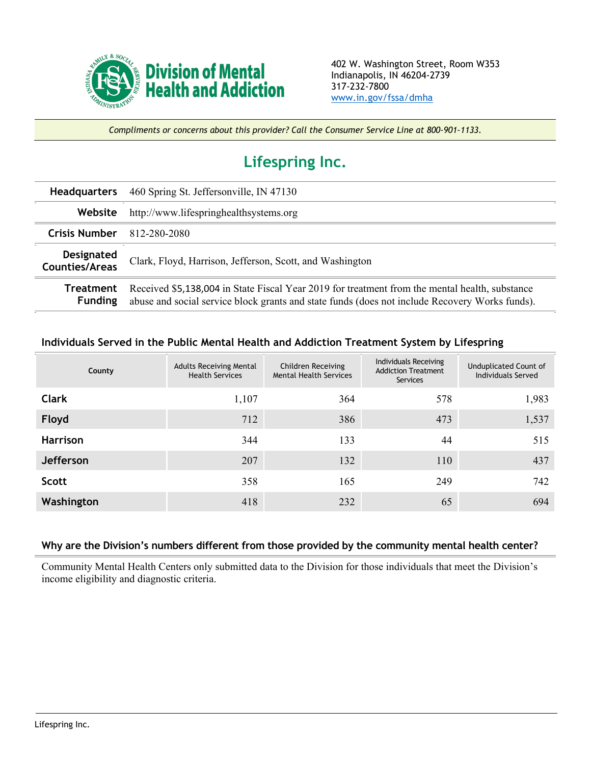Division of Mental Health and Addiction

402 W. Washington Street, Room W353
Indianapolis, IN 46204-2739
317-232-7800
www.in.gov/fssa/dmha

*Compliments or concerns about this provider? Call the Consumer Service Line at 800-901-1133.*

# Lifespring Inc.

| | |
|---|---|
| **Headquarters** | 460 Spring St. Jeffersonville, IN 47130 |
| **Website** | http://www.lifespringhealthsystems.org |
| **Crisis Number** | 812-280-2080 |
| **Designated Counties/Areas** | Clark, Floyd, Harrison, Jefferson, Scott, and Washington |
| **Treatment Funding** | Received $5,138,004 in State Fiscal Year 2019 for treatment from the mental health, substance abuse and social service block grants and state funds (does not include Recovery Works funds). |

### Individuals Served in the Public Mental Health and Addiction Treatment System by Lifespring

| County | Adults Receiving Mental Health Services | Children Receiving Mental Health Services | Individuals Receiving Addiction Treatment Services | Unduplicated Count of Individuals Served |
|---|---|---|---|---|
| **Clark** | 1,107 | 364 | 578 | 1,983 |
| **Floyd** | 712 | 386 | 473 | 1,537 |
| **Harrison** | 344 | 133 | 44 | 515 |
| **Jefferson** | 207 | 132 | 110 | 437 |
| **Scott** | 358 | 165 | 249 | 742 |
| **Washington** | 418 | 232 | 65 | 694 |

### Why are the Division's numbers different from those provided by the community mental health center?

Community Mental Health Centers only submitted data to the Division for those individuals that meet the Division's income eligibility and diagnostic criteria.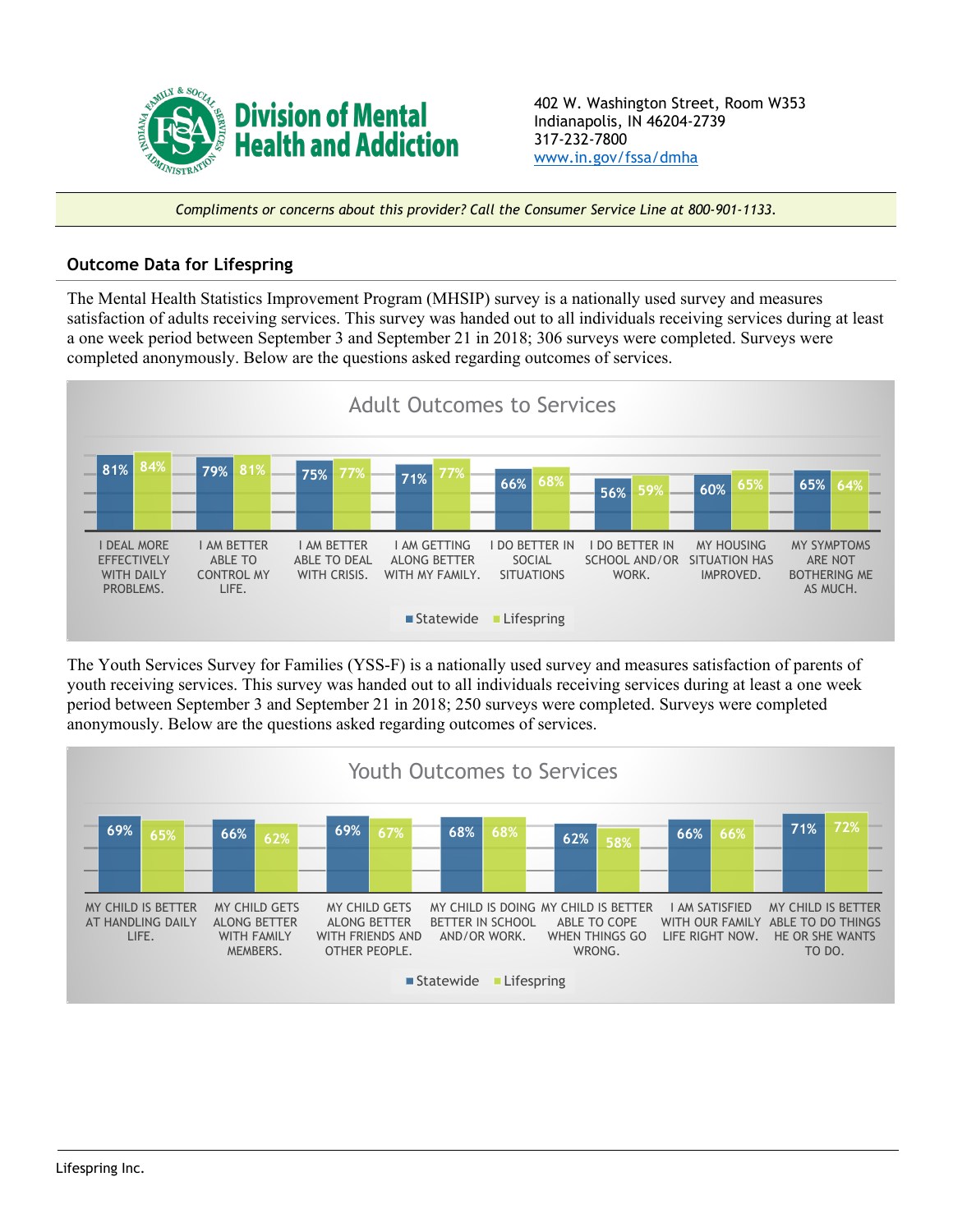Division of Mental Health and Addiction

402 W. Washington Street, Room W353
Indianapolis, IN 46204-2739
317-232-7800
www.in.gov/fssa/dmha

*Compliments or concerns about this provider? Call the Consumer Service Line at 800-901-1133.*

## Outcome Data for Lifespring

The Mental Health Statistics Improvement Program (MHSIP) survey is a nationally used survey and measures satisfaction of adults receiving services. This survey was handed out to all individuals receiving services during at least a one week period between September 3 and September 21 in 2018; 306 surveys were completed. Surveys were completed anonymously. Below are the questions asked regarding outcomes of services.

Adult Outcomes to Services

I DEAL MORE EFFECTIVELY WITH DAILY PROBLEMS. 81% 84%
I AM BETTER ABLE TO CONTROL MY LIFE. 79% 81%
I AM BETTER ABLE TO DEAL WITH CRISIS. 75% 77%
I AM GETTING ALONG BETTER WITH MY FAMILY. 71% 77%
I DO BETTER IN SOCIAL SITUATIONS 66% 68%
I DO BETTER IN SCHOOL AND/OR WORK. 56% 59%
MY HOUSING SITUATION HAS IMPROVED. 60% 65%
MY SYMPTOMS ARE NOT BOTHERING ME AS MUCH. 65% 64%

Statewide Lifespring

The Youth Services Survey for Families (YSS-F) is a nationally used survey and measures satisfaction of parents of youth receiving services. This survey was handed out to all individuals receiving services during at least a one week period between September 3 and September 21 in 2018; 250 surveys were completed. Surveys were completed anonymously. Below are the questions asked regarding outcomes of services.

Youth Outcomes to Services

MY CHILD IS BETTER AT HANDLING DAILY LIFE. 69% 65%
MY CHILD GETS ALONG BETTER WITH FAMILY MEMBERS. 66% 62%
MY CHILD GETS ALONG BETTER WITH FRIENDS AND OTHER PEOPLE. 69% 67%
MY CHILD IS DOING BETTER IN SCHOOL AND/OR WORK. 68% 68%
MY CHILD IS BETTER ABLE TO COPE WHEN THINGS GO WRONG. 62% 58%
I AM SATISFIED WITH OUR FAMILY LIFE RIGHT NOW. 66% 66%
MY CHILD IS BETTER ABLE TO DO THINGS HE OR SHE WANTS TO DO. 71% 72%

Statewide Lifespring